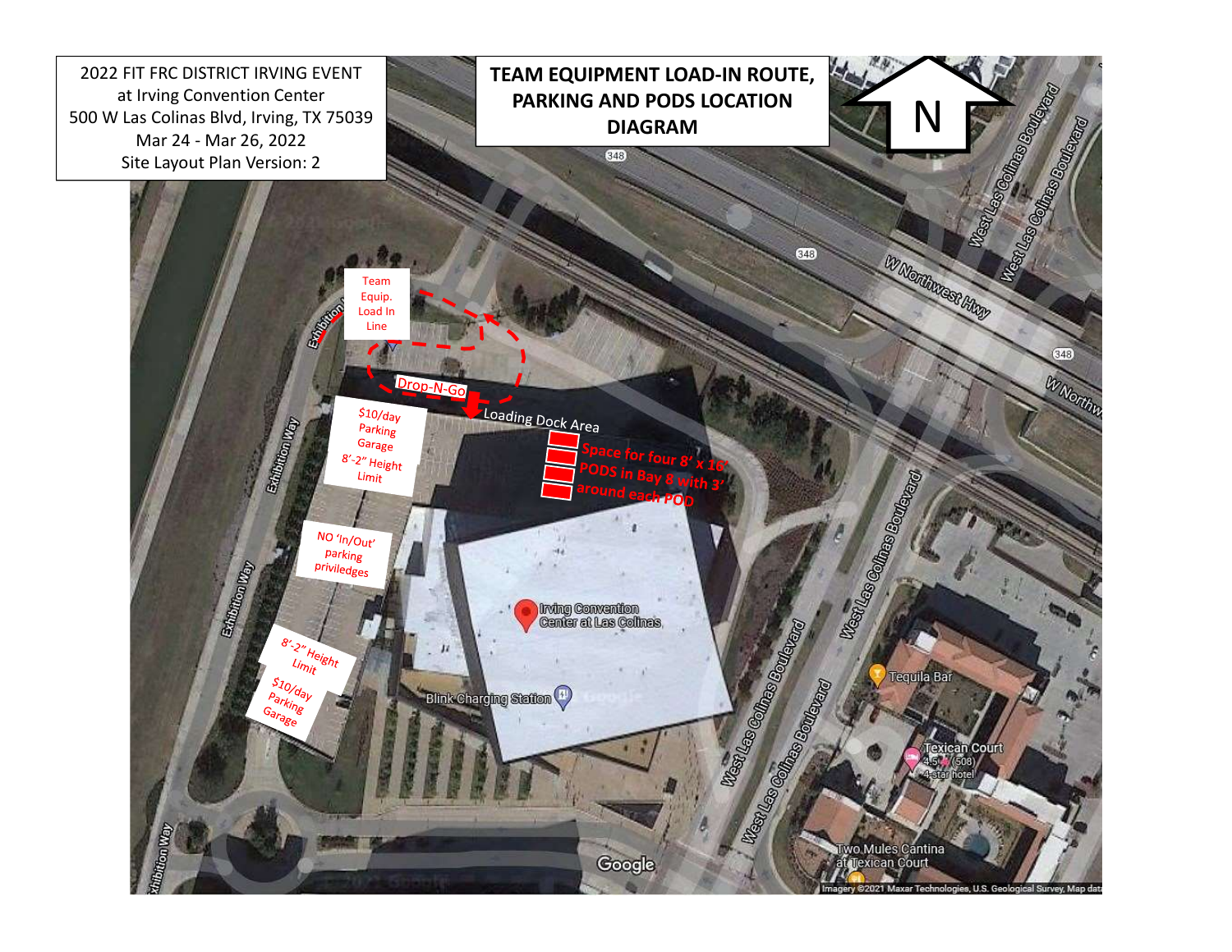2022 FIT FRC DISTRICT IRVING EVENT
at Irving Convention Center
500 W Las Colinas Blvd, Irving, TX 75039
Mar 24 - Mar 26, 2022
Site Layout Plan Version: 2

# TEAM EQUIPMENT LOAD-IN ROUTE, PARKING AND PODS LOCATION DIAGRAM

N

Team Equip. Load In Line

Drop-N-Go

Loading Dock Area

Space for four 8' x 16' PODS in Bay 8 with 3' around each POD

$10/day Parking Garage 8'-2" Height Limit

NO 'In/Out' parking priviledges

8'-2" Height Limit

$10/day Parking Garage

Exhibition Way

West Las Colinas Boulevard

W Northwest Hwy

348

Irving Convention Center at Las Colinas

Blink Charging Station

Tequila Bar

Texican Court 4.5 (508) 4-star hotel

Two Mules Cantina at Texican Court

Google

Imagery ©2021 Maxar Technologies, U.S. Geological Survey, Map data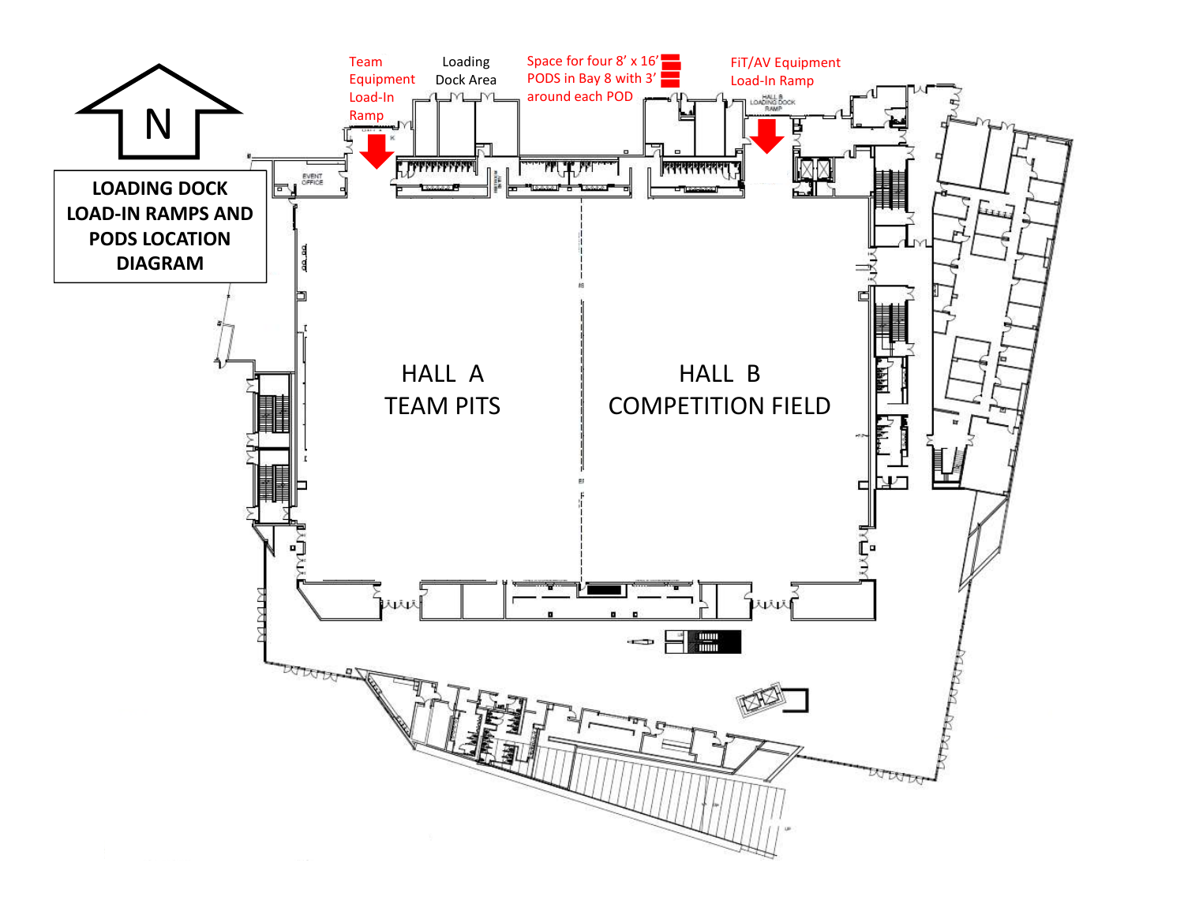# LOADING DOCK LOAD-IN RAMPS AND PODS LOCATION DIAGRAM

N

Team Equipment Load-In Ramp

Loading Dock Area

Space for four 8' x 16' PODS in Bay 8 with 3' around each POD

FiT/AV Equipment Load-In Ramp

HALL A
TEAM PITS

HALL B
COMPETITION FIELD

EVENT OFFICE

HALL B LOADING DOCK RAMP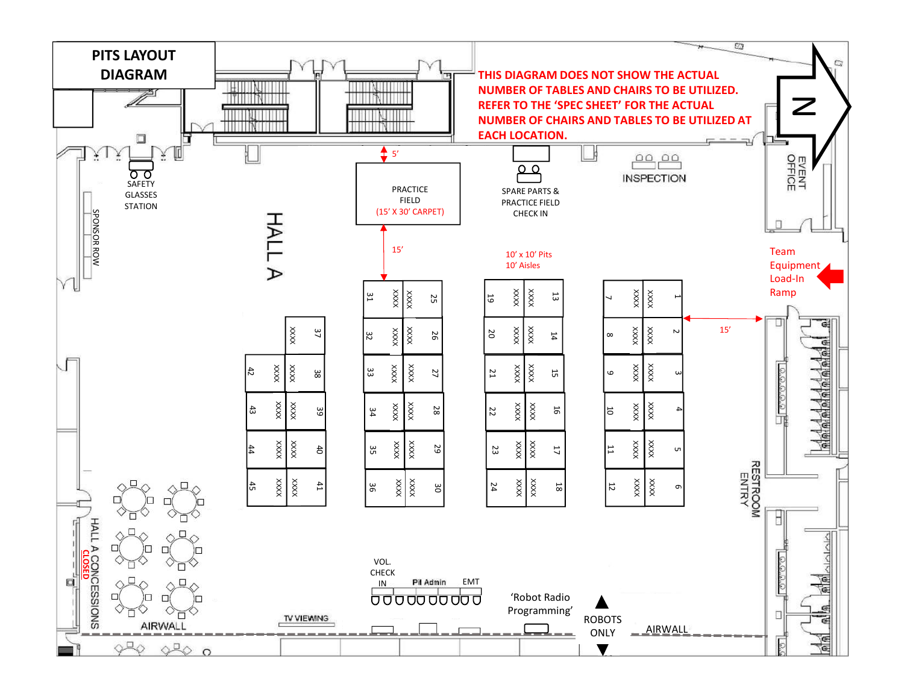# PITS LAYOUT DIAGRAM

**THIS DIAGRAM DOES NOT SHOW THE ACTUAL NUMBER OF TABLES AND CHAIRS TO BE UTILIZED. REFER TO THE 'SPEC SHEET' FOR THE ACTUAL NUMBER OF CHAIRS AND TABLES TO BE UTILIZED AT EACH LOCATION.**

N

SAFETY GLASSES STATION

SPONSOR ROW

HALL A

5'

PRACTICE FIELD (15' X 30' CARPET)

15'

SPARE PARTS & PRACTICE FIELD CHECK IN

INSPECTION

EVENT OFFICE

Team Equipment Load-In Ramp

10' x 10' Pits
10' Aisles

15'

| | | | | | | | | | | | | | | | |
|---|---|---|---|---|---|---|---|---|---|---|---|---|---|---|---|
| | | | | 31 | XXXX | XXXX | 25 | 19 | XXXX | XXXX | 13 | 7 | XXXX | XXXX | 1 |
| | | XXXX | 37 | 32 | XXXX | XXXX | 26 | 20 | XXXX | XXXX | 14 | 8 | XXXX | XXXX | 2 |
| 42 | XXXX | XXXX | 38 | 33 | XXXX | XXXX | 27 | 21 | XXXX | XXXX | 15 | 9 | XXXX | XXXX | 3 |
| 43 | XXXX | XXXX | 39 | 34 | XXXX | XXXX | 28 | 22 | XXXX | XXXX | 16 | 10 | XXXX | XXXX | 4 |
| 44 | XXXX | XXXX | 40 | 35 | XXXX | XXXX | 29 | 23 | XXXX | XXXX | 17 | 11 | XXXX | XXXX | 5 |
| 45 | XXXX | XXXX | 41 | 36 | XXXX | XXXX | 30 | 24 | XXXX | XXXX | 18 | 12 | XXXX | XXXX | 6 |

RESTROOM ENTRY

HALL A CONCESSIONS CLOSED

AIRWALL

TV VIEWING

VOL. CHECK IN

Pit Admin

EMT

'Robot Radio Programming'

ROBOTS ONLY

AIRWALL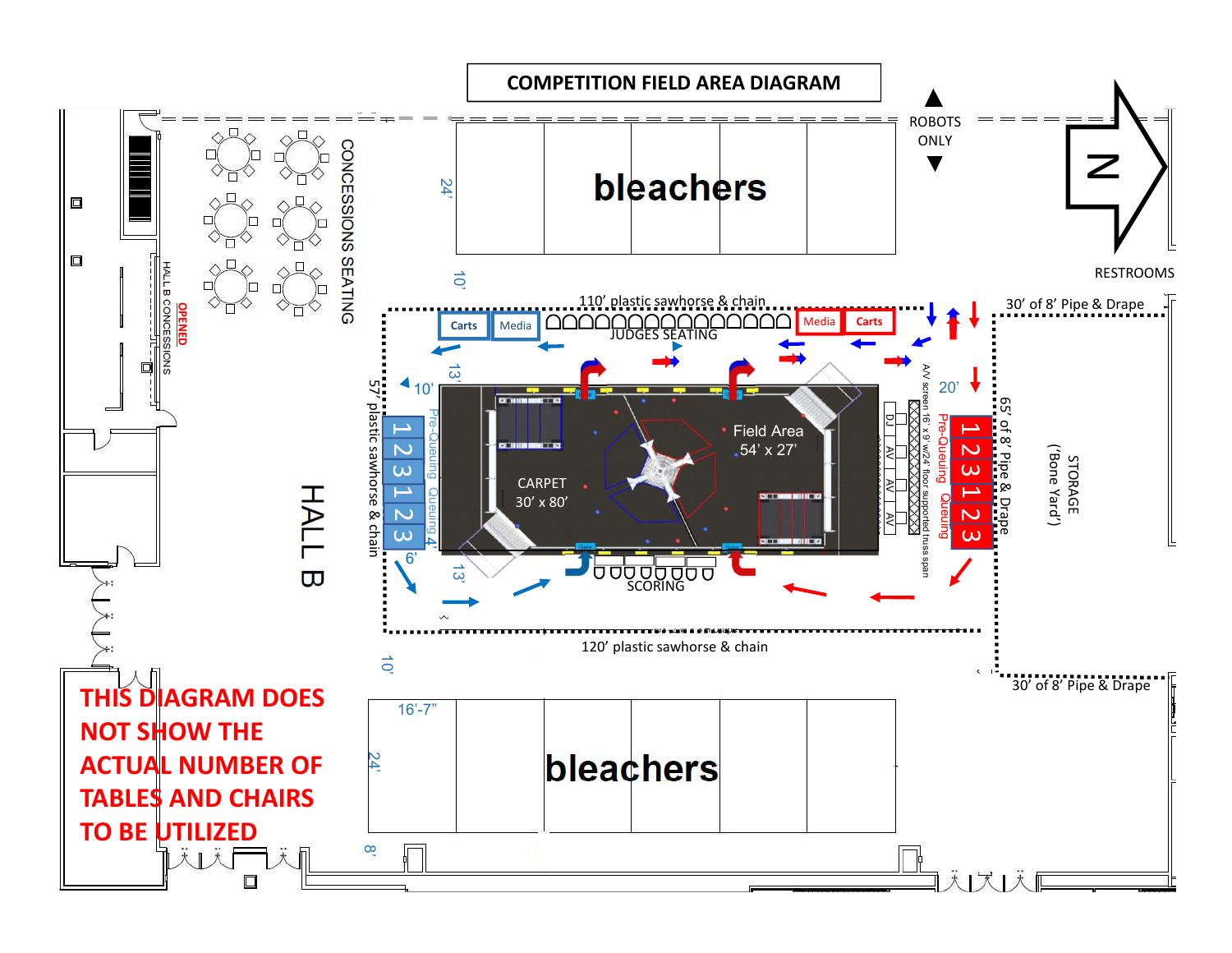# COMPETITION FIELD AREA DIAGRAM

ROBOTS ONLY

N

RESTROOMS

bleachers

24'

10'

CONCESSIONS SEATING

HALL B CONCESSIONS

OPENED

110' plastic sawhorse & chain

Carts | Media | JUDGES SEATING | Media | Carts

30' of 8' Pipe & Drape

13'

10'

20'

57' plastic sawhorse & chain

Pre-Queuing Queuing

1 2 3 1 2 3

4'

6'

Field Area 54' x 27'

CARPET 30' x 80'

A/V screen 16' x 9' w/24' floor supported truss span

DJ AV AV AV

Pre-Queuing Queuing

1 2 3 1 2 3

65' of 8' Pipe & Drape

STORAGE ('Bone Yard')

HALL B

13'

SCORING

120' plastic sawhorse & chain

10'

30' of 8' Pipe & Drape

16'-7"

24'

bleachers

8'

THIS DIAGRAM DOES NOT SHOW THE ACTUAL NUMBER OF TABLES AND CHAIRS TO BE UTILIZED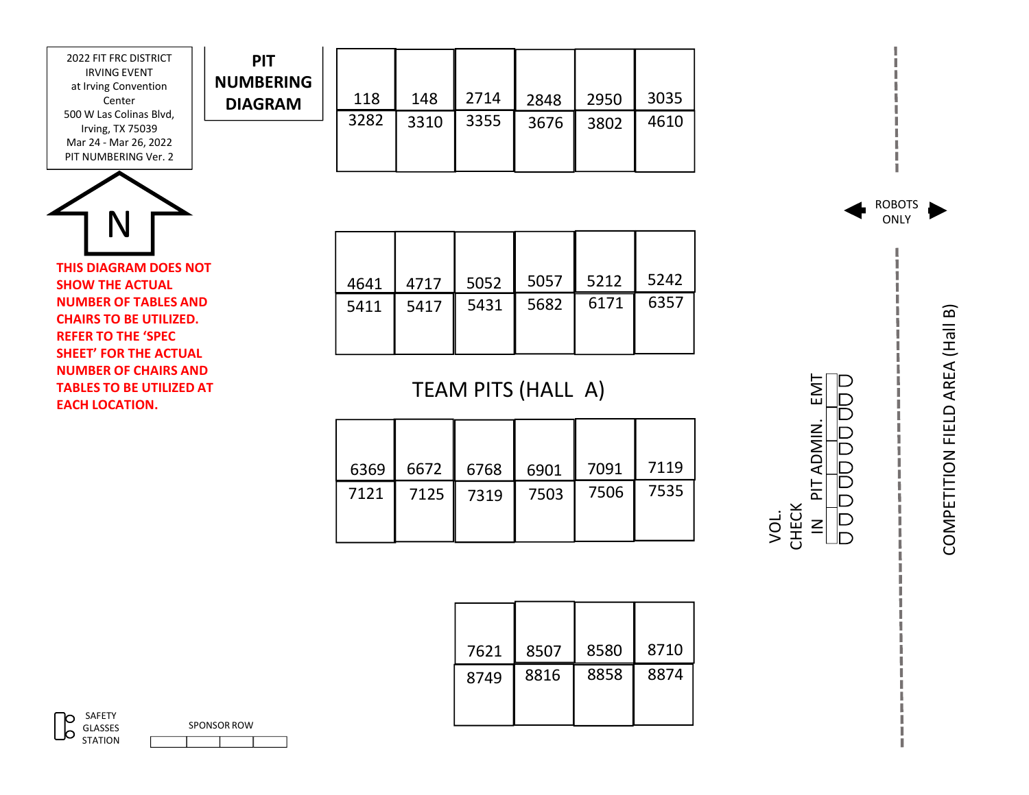2022 FIT FRC DISTRICT IRVING EVENT
at Irving Convention Center
500 W Las Colinas Blvd, Irving, TX 75039
Mar 24 - Mar 26, 2022
PIT NUMBERING Ver. 2

# PIT NUMBERING DIAGRAM

N

**THIS DIAGRAM DOES NOT SHOW THE ACTUAL NUMBER OF TABLES AND CHAIRS TO BE UTILIZED. REFER TO THE 'SPEC SHEET' FOR THE ACTUAL NUMBER OF CHAIRS AND TABLES TO BE UTILIZED AT EACH LOCATION.**

## TEAM PITS (HALL A)

| | | | | | |
|---|---|---|---|---|---|
| 118 | 148 | 2714 | 2848 | 2950 | 3035 |
| 3282 | 3310 | 3355 | 3676 | 3802 | 4610 |

| | | | | | |
|---|---|---|---|---|---|
| 4641 | 4717 | 5052 | 5057 | 5212 | 5242 |
| 5411 | 5417 | 5431 | 5682 | 6171 | 6357 |

| | | | | | |
|---|---|---|---|---|---|
| 6369 | 6672 | 6768 | 6901 | 7091 | 7119 |
| 7121 | 7125 | 7319 | 7503 | 7506 | 7535 |

| | | | |
|---|---|---|---|
| 7621 | 8507 | 8580 | 8710 |
| 8749 | 8816 | 8858 | 8874 |

VOL. CHECK IN

PIT ADMIN.

EMT

ROBOTS ONLY

COMPETITION FIELD AREA (Hall B)

SAFETY GLASSES STATION

SPONSOR ROW